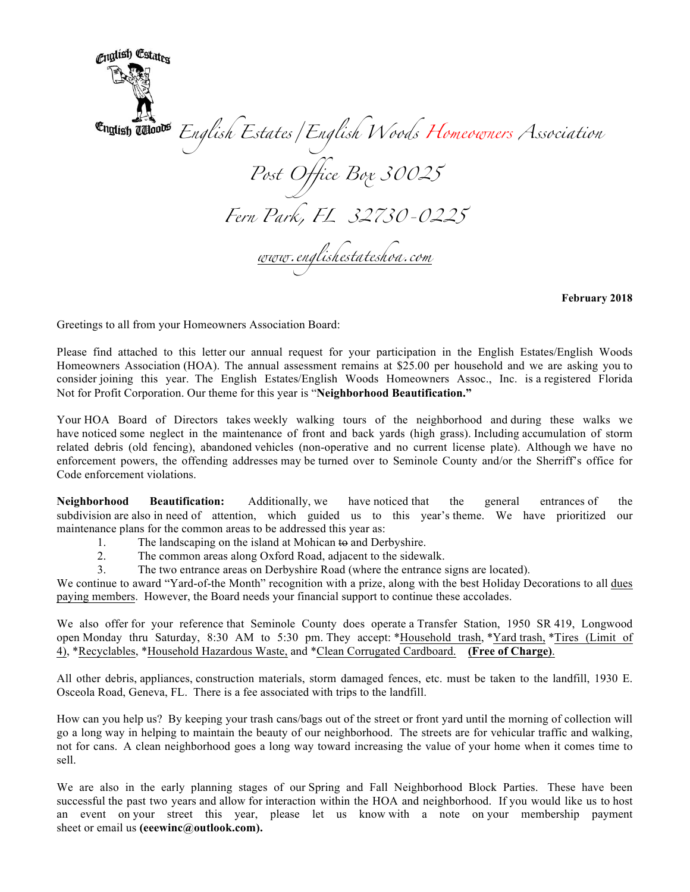English Estates / English Woods

# English Estates/English Woods Homeowners Association

Post Office Box 30025

Fern Park, FL 32730-0225

www.englishestateshoa.com

**February 2018**

Greetings to all from your Homeowners Association Board:

Please find attached to this letter our annual request for your participation in the English Estates/English Woods Homeowners Association (HOA). The annual assessment remains at $25.00 per household and we are asking you to consider joining this year. The English Estates/English Woods Homeowners Assoc., Inc. is a registered Florida Not for Profit Corporation. Our theme for this year is "**Neighborhood Beautification.**"

Your HOA Board of Directors takes weekly walking tours of the neighborhood and during these walks we have noticed some neglect in the maintenance of front and back yards (high grass). Including accumulation of storm related debris (old fencing), abandoned vehicles (non-operative and no current license plate). Although we have no enforcement powers, the offending addresses may be turned over to Seminole County and/or the Sherriff's office for Code enforcement violations.

**Neighborhood Beautification:** Additionally, we have noticed that the general entrances of the subdivision are also in need of attention, which guided us to this year's theme. We have prioritized our maintenance plans for the common areas to be addressed this year as:

1. The landscaping on the island at Mohican ~~to~~ and Derbyshire.
2. The common areas along Oxford Road, adjacent to the sidewalk.
3. The two entrance areas on Derbyshire Road (where the entrance signs are located).

We continue to award "Yard-of-the Month" recognition with a prize, along with the best Holiday Decorations to all dues paying members. However, the Board needs your financial support to continue these accolades.

We also offer for your reference that Seminole County does operate a Transfer Station, 1950 SR 419, Longwood open Monday thru Saturday, 8:30 AM to 5:30 pm. They accept: *Household trash, *Yard trash, *Tires (Limit of 4), *Recyclables, *Household Hazardous Waste, and *Clean Corrugated Cardboard. **(Free of Charge)**.

All other debris, appliances, construction materials, storm damaged fences, etc. must be taken to the landfill, 1930 E. Osceola Road, Geneva, FL. There is a fee associated with trips to the landfill.

How can you help us? By keeping your trash cans/bags out of the street or front yard until the morning of collection will go a long way in helping to maintain the beauty of our neighborhood. The streets are for vehicular traffic and walking, not for cans. A clean neighborhood goes a long way toward increasing the value of your home when it comes time to sell.

We are also in the early planning stages of our Spring and Fall Neighborhood Block Parties. These have been successful the past two years and allow for interaction within the HOA and neighborhood. If you would like us to host an event on your street this year, please let us know with a note on your membership payment sheet or email us **(eeewinc@outlook.com).**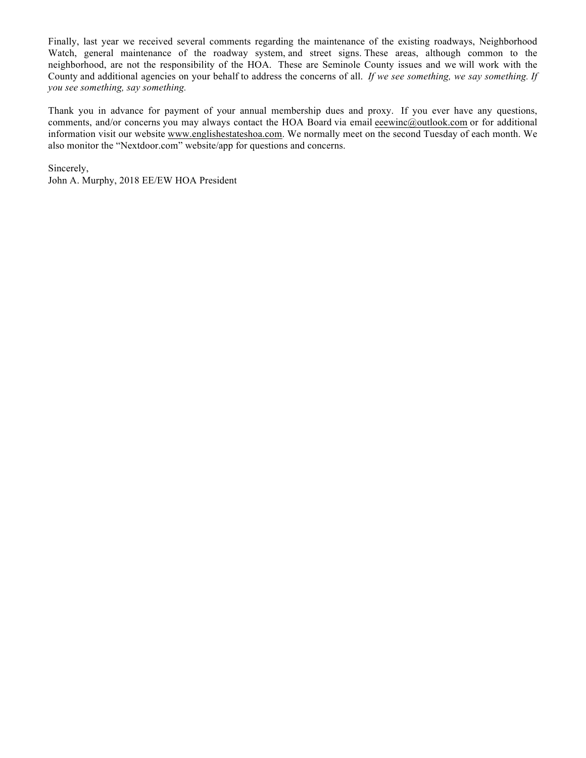Finally, last year we received several comments regarding the maintenance of the existing roadways, Neighborhood Watch, general maintenance of the roadway system, and street signs. These areas, although common to the neighborhood, are not the responsibility of the HOA. These are Seminole County issues and we will work with the County and additional agencies on your behalf to address the concerns of all. *If we see something, we say something. If you see something, say something.*

Thank you in advance for payment of your annual membership dues and proxy. If you ever have any questions, comments, and/or concerns you may always contact the HOA Board via email eeewinc@outlook.com or for additional information visit our website www.englishestateshoa.com. We normally meet on the second Tuesday of each month. We also monitor the "Nextdoor.com" website/app for questions and concerns.

Sincerely,
John A. Murphy, 2018 EE/EW HOA President